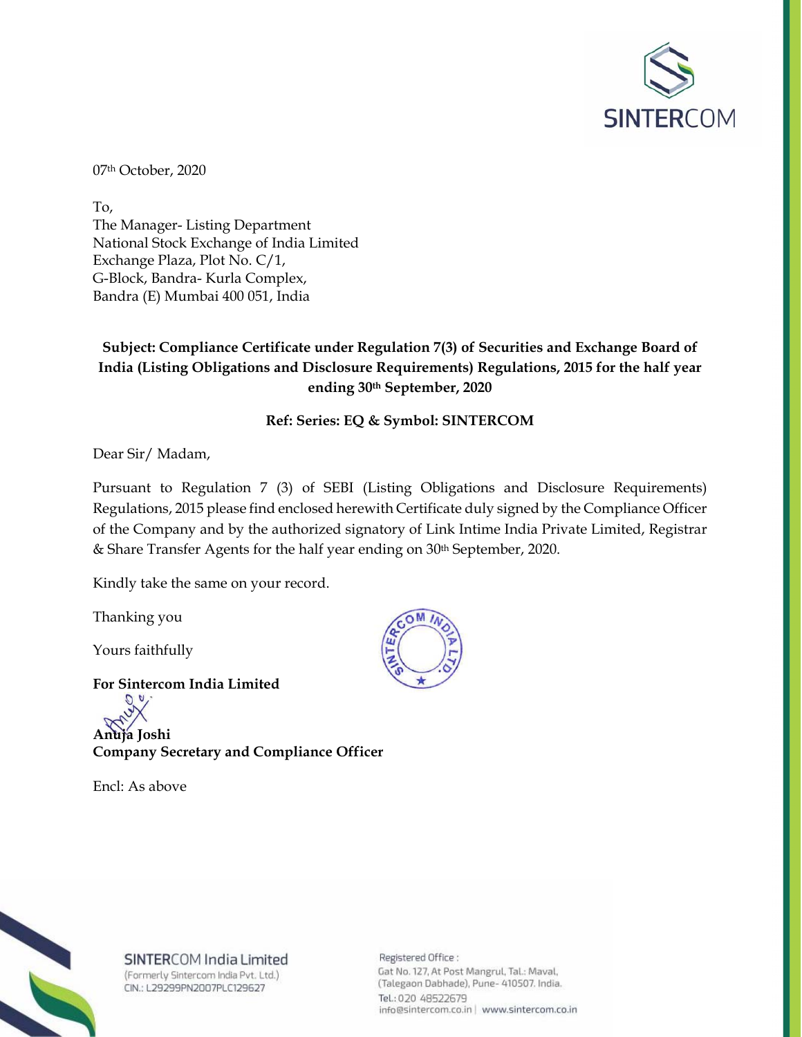SINTERCOM

07th October, 2020

To,
The Manager- Listing Department
National Stock Exchange of India Limited
Exchange Plaza, Plot No. C/1,
G-Block, Bandra- Kurla Complex,
Bandra (E) Mumbai 400 051, India

**Subject: Compliance Certificate under Regulation 7(3) of Securities and Exchange Board of India (Listing Obligations and Disclosure Requirements) Regulations, 2015 for the half year ending 30th September, 2020**

**Ref: Series: EQ & Symbol: SINTERCOM**

Dear Sir/ Madam,

Pursuant to Regulation 7 (3) of SEBI (Listing Obligations and Disclosure Requirements) Regulations, 2015 please find enclosed herewith Certificate duly signed by the Compliance Officer of the Company and by the authorized signatory of Link Intime India Private Limited, Registrar & Share Transfer Agents for the half year ending on 30th September, 2020.

Kindly take the same on your record.

Thanking you

Yours faithfully

**For Sintercom India Limited**

**Anuja Joshi**
**Company Secretary and Compliance Officer**

Encl: As above

SINTERCOM India Limited
(Formerly Sintercom India Pvt. Ltd.)
CIN.: L29299PN2007PLC129627

Registered Office :
Gat No. 127, At Post Mangrul, Tal.: Maval,
(Talegaon Dabhade), Pune- 410507. India.
Tel.: 020 48522679
info@sintercom.co.in | www.sintercom.co.in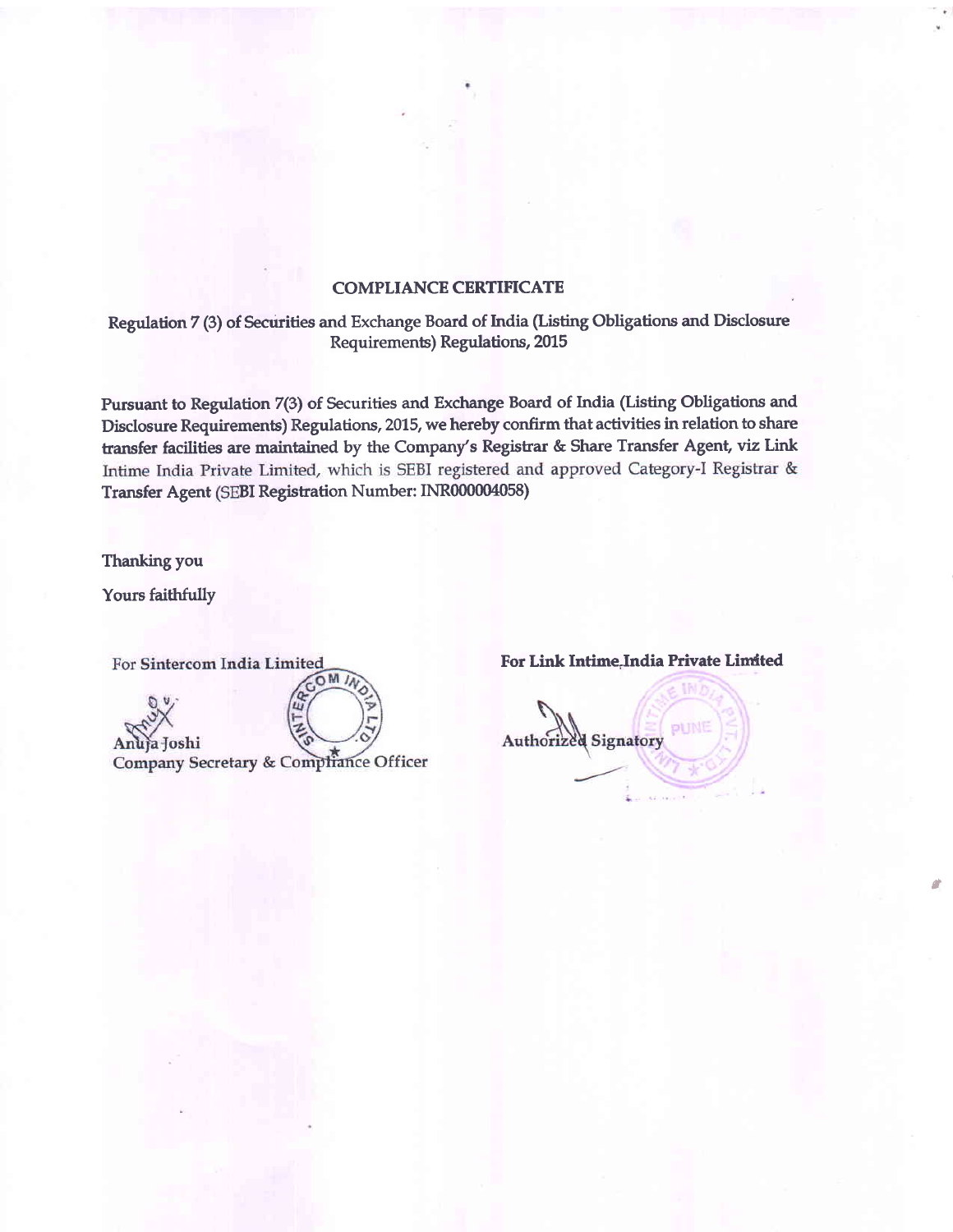# COMPLIANCE CERTIFICATE

Regulation 7 (3) of Securities and Exchange Board of India (Listing Obligations and Disclosure Requirements) Regulations, 2015

Pursuant to Regulation 7(3) of Securities and Exchange Board of India (Listing Obligations and Disclosure Requirements) Regulations, 2015, we hereby confirm that activities in relation to share transfer facilities are maintained by the Company's Registrar & Share Transfer Agent, viz Link Intime India Private Limited, which is SEBI registered and approved Category-I Registrar & Transfer Agent (SEBI Registration Number: INR000004058)

Thanking you

Yours faithfully

For Sintercom India Limited

Anuja Joshi
Company Secretary & Compliance Officer

For Link Intime India Private Limited

Authorized Signatory